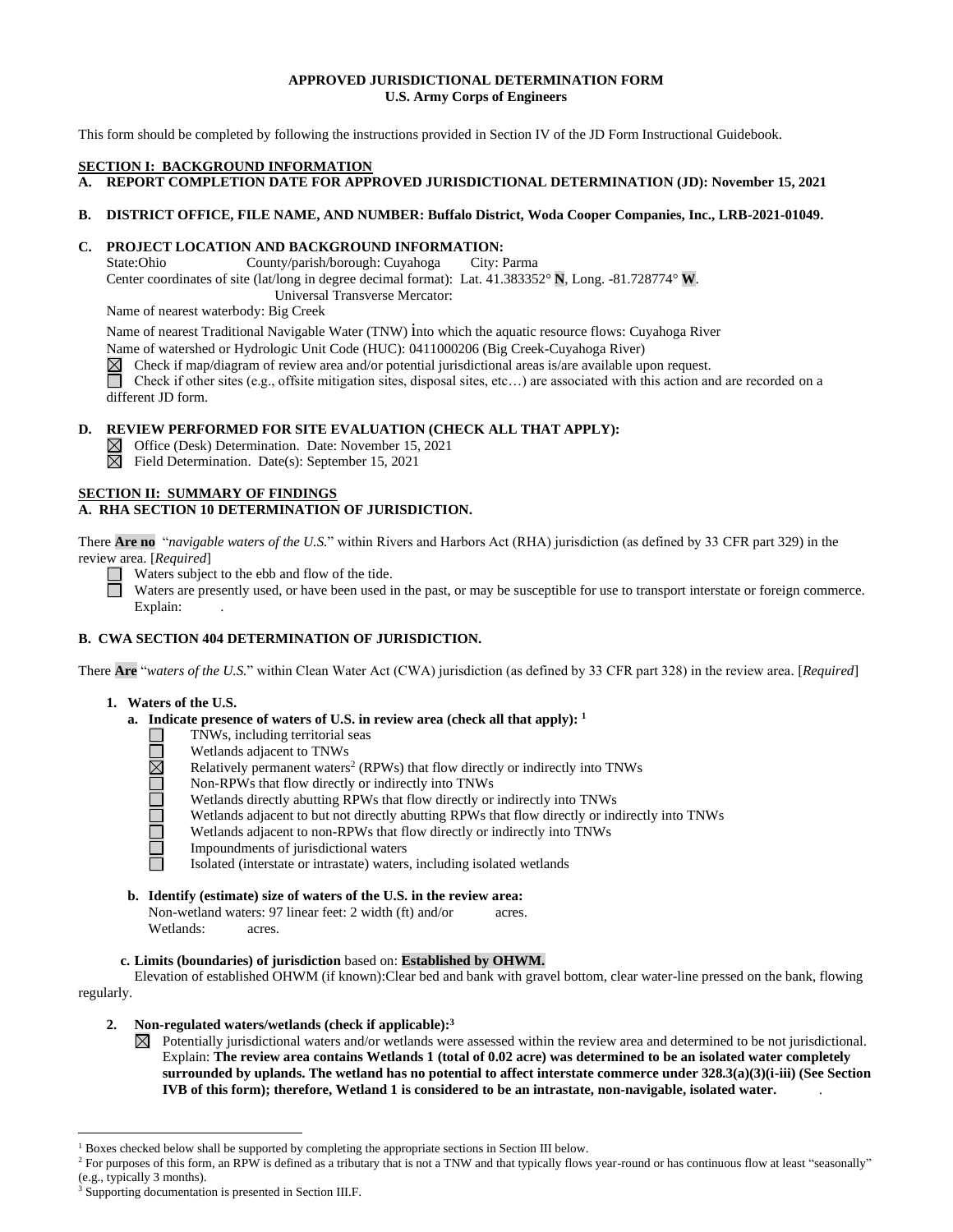**APPROVED JURISDICTIONAL DETERMINATION FORM**
**U.S. Army Corps of Engineers**

This form should be completed by following the instructions provided in Section IV of the JD Form Instructional Guidebook.

## SECTION I: BACKGROUND INFORMATION

**A. REPORT COMPLETION DATE FOR APPROVED JURISDICTIONAL DETERMINATION (JD): November 15, 2021**

**B. DISTRICT OFFICE, FILE NAME, AND NUMBER: Buffalo District, Woda Cooper Companies, Inc., LRB-2021-01049.**

**C. PROJECT LOCATION AND BACKGROUND INFORMATION:**

State:Ohio County/parish/borough: Cuyahoga City: Parma

Center coordinates of site (lat/long in degree decimal format): Lat. 41.383352° **N**, Long. -81.728774° **W**.

Universal Transverse Mercator:

Name of nearest waterbody: Big Creek

Name of nearest Traditional Navigable Water (TNW) into which the aquatic resource flows: Cuyahoga River

Name of watershed or Hydrologic Unit Code (HUC): 0411000206 (Big Creek-Cuyahoga River)

☒ Check if map/diagram of review area and/or potential jurisdictional areas is/are available upon request.

☐ Check if other sites (e.g., offsite mitigation sites, disposal sites, etc…) are associated with this action and are recorded on a different JD form.

**D. REVIEW PERFORMED FOR SITE EVALUATION (CHECK ALL THAT APPLY):**

☒ Office (Desk) Determination. Date: November 15, 2021

☒ Field Determination. Date(s): September 15, 2021

## SECTION II: SUMMARY OF FINDINGS

**A. RHA SECTION 10 DETERMINATION OF JURISDICTION.**

There **Are no** "*navigable waters of the U.S.*" within Rivers and Harbors Act (RHA) jurisdiction (as defined by 33 CFR part 329) in the review area. [*Required*]

☐ Waters subject to the ebb and flow of the tide.

☐ Waters are presently used, or have been used in the past, or may be susceptible for use to transport interstate or foreign commerce. Explain: .

**B. CWA SECTION 404 DETERMINATION OF JURISDICTION.**

There **Are** "*waters of the U.S.*" within Clean Water Act (CWA) jurisdiction (as defined by 33 CFR part 328) in the review area. [*Required*]

**1. Waters of the U.S.**

**a. Indicate presence of waters of U.S. in review area (check all that apply): [1]**

☐ TNWs, including territorial seas
☐ Wetlands adjacent to TNWs
☒ Relatively permanent waters[2] (RPWs) that flow directly or indirectly into TNWs
☐ Non-RPWs that flow directly or indirectly into TNWs
☐ Wetlands directly abutting RPWs that flow directly or indirectly into TNWs
☐ Wetlands adjacent to but not directly abutting RPWs that flow directly or indirectly into TNWs
☐ Wetlands adjacent to non-RPWs that flow directly or indirectly into TNWs
☐ Impoundments of jurisdictional waters
☐ Isolated (interstate or intrastate) waters, including isolated wetlands

**b. Identify (estimate) size of waters of the U.S. in the review area:**

Non-wetland waters: 97 linear feet: 2 width (ft) and/or acres.

Wetlands: acres.

**c. Limits (boundaries) of jurisdiction** based on: **Established by OHWM.**

Elevation of established OHWM (if known):Clear bed and bank with gravel bottom, clear water-line pressed on the bank, flowing regularly.

**2. Non-regulated waters/wetlands (check if applicable):[3]**

☒ Potentially jurisdictional waters and/or wetlands were assessed within the review area and determined to be not jurisdictional. Explain: **The review area contains Wetlands 1 (total of 0.02 acre) was determined to be an isolated water completely surrounded by uplands. The wetland has no potential to affect interstate commerce under 328.3(a)(3)(i-iii) (See Section IVB of this form); therefore, Wetland 1 is considered to be an intrastate, non-navigable, isolated water.** .

---

[1] Boxes checked below shall be supported by completing the appropriate sections in Section III below.

[2] For purposes of this form, an RPW is defined as a tributary that is not a TNW and that typically flows year-round or has continuous flow at least "seasonally" (e.g., typically 3 months).

[3] Supporting documentation is presented in Section III.F.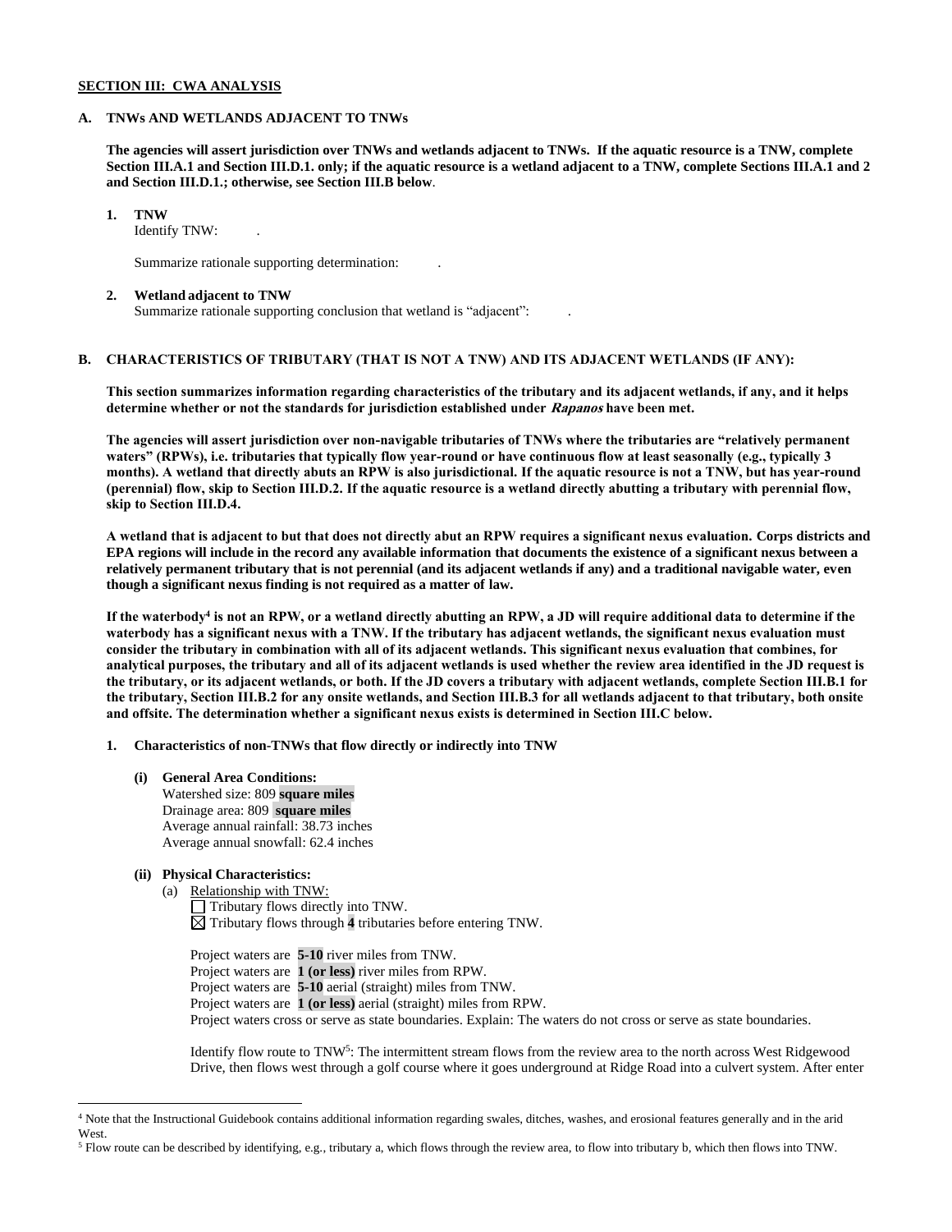**SECTION III: CWA ANALYSIS**

**A. TNWs AND WETLANDS ADJACENT TO TNWs**

**The agencies will assert jurisdiction over TNWs and wetlands adjacent to TNWs. If the aquatic resource is a TNW, complete Section III.A.1 and Section III.D.1. only; if the aquatic resource is a wetland adjacent to a TNW, complete Sections III.A.1 and 2 and Section III.D.1.; otherwise, see Section III.B below**.

**1. TNW**

Identify TNW: .

Summarize rationale supporting determination: .

**2. Wetland adjacent to TNW**

Summarize rationale supporting conclusion that wetland is "adjacent": .

**B. CHARACTERISTICS OF TRIBUTARY (THAT IS NOT A TNW) AND ITS ADJACENT WETLANDS (IF ANY):**

**This section summarizes information regarding characteristics of the tributary and its adjacent wetlands, if any, and it helps determine whether or not the standards for jurisdiction established under *Rapanos* have been met.**

**The agencies will assert jurisdiction over non-navigable tributaries of TNWs where the tributaries are "relatively permanent waters" (RPWs), i.e. tributaries that typically flow year-round or have continuous flow at least seasonally (e.g., typically 3 months). A wetland that directly abuts an RPW is also jurisdictional. If the aquatic resource is not a TNW, but has year-round (perennial) flow, skip to Section III.D.2. If the aquatic resource is a wetland directly abutting a tributary with perennial flow, skip to Section III.D.4.**

**A wetland that is adjacent to but that does not directly abut an RPW requires a significant nexus evaluation. Corps districts and EPA regions will include in the record any available information that documents the existence of a significant nexus between a relatively permanent tributary that is not perennial (and its adjacent wetlands if any) and a traditional navigable water, even though a significant nexus finding is not required as a matter of law.**

**If the waterbody[4] is not an RPW, or a wetland directly abutting an RPW, a JD will require additional data to determine if the waterbody has a significant nexus with a TNW. If the tributary has adjacent wetlands, the significant nexus evaluation must consider the tributary in combination with all of its adjacent wetlands. This significant nexus evaluation that combines, for analytical purposes, the tributary and all of its adjacent wetlands is used whether the review area identified in the JD request is the tributary, or its adjacent wetlands, or both. If the JD covers a tributary with adjacent wetlands, complete Section III.B.1 for the tributary, Section III.B.2 for any onsite wetlands, and Section III.B.3 for all wetlands adjacent to that tributary, both onsite and offsite. The determination whether a significant nexus exists is determined in Section III.C below.**

**1. Characteristics of non-TNWs that flow directly or indirectly into TNW**

**(i) General Area Conditions:**

Watershed size: 809 **square miles**
Drainage area: 809 **square miles**
Average annual rainfall: 38.73 inches
Average annual snowfall: 62.4 inches

**(ii) Physical Characteristics:**

(a) Relationship with TNW:

☐ Tributary flows directly into TNW.
☒ Tributary flows through **4** tributaries before entering TNW.

Project waters are **5-10** river miles from TNW.
Project waters are **1 (or less)** river miles from RPW.
Project waters are **5-10** aerial (straight) miles from TNW.
Project waters are **1 (or less)** aerial (straight) miles from RPW.
Project waters cross or serve as state boundaries. Explain: The waters do not cross or serve as state boundaries.

Identify flow route to TNW[5]: The intermittent stream flows from the review area to the north across West Ridgewood Drive, then flows west through a golf course where it goes underground at Ridge Road into a culvert system. After enter

---

[4] Note that the Instructional Guidebook contains additional information regarding swales, ditches, washes, and erosional features generally and in the arid West.

[5] Flow route can be described by identifying, e.g., tributary a, which flows through the review area, to flow into tributary b, which then flows into TNW.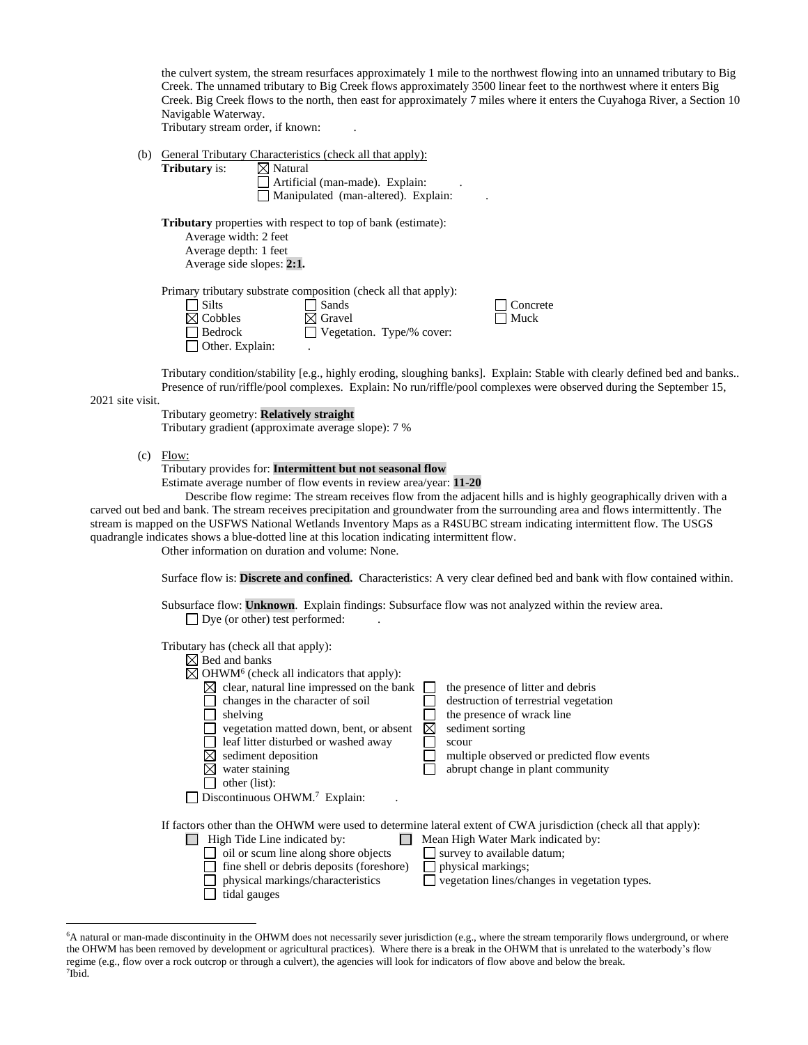the culvert system, the stream resurfaces approximately 1 mile to the northwest flowing into an unnamed tributary to Big Creek. The unnamed tributary to Big Creek flows approximately 3500 linear feet to the northwest where it enters Big Creek. Big Creek flows to the north, then east for approximately 7 miles where it enters the Cuyahoga River, a Section 10 Navigable Waterway.

Tributary stream order, if known: .

(b) General Tributary Characteristics (check all that apply):

**Tributary** is:
- ☒ Natural
- ☐ Artificial (man-made). Explain: .
- ☐ Manipulated (man-altered). Explain: .

**Tributary** properties with respect to top of bank (estimate):
- Average width: 2 feet
- Average depth: 1 feet
- Average side slopes: **2:1.**

Primary tributary substrate composition (check all that apply):

| | | |
|---|---|---|
| ☐ Silts | ☐ Sands | ☐ Concrete |
| ☒ Cobbles | ☒ Gravel | ☐ Muck |
| ☐ Bedrock | ☐ Vegetation. Type/% cover: | |
| ☐ Other. Explain: . | | |

Tributary condition/stability [e.g., highly eroding, sloughing banks]. Explain: Stable with clearly defined bed and banks..
Presence of run/riffle/pool complexes. Explain: No run/riffle/pool complexes were observed during the September 15, 2021 site visit.

Tributary geometry: **Relatively straight**
Tributary gradient (approximate average slope): 7 %

(c) Flow:

Tributary provides for: **Intermittent but not seasonal flow**
Estimate average number of flow events in review area/year: **11-20**

Describe flow regime: The stream receives flow from the adjacent hills and is highly geographically driven with a carved out bed and bank. The stream receives precipitation and groundwater from the surrounding area and flows intermittently. The stream is mapped on the USFWS National Wetlands Inventory Maps as a R4SUBC stream indicating intermittent flow. The USGS quadrangle indicates shows a blue-dotted line at this location indicating intermittent flow.

Other information on duration and volume: None.

Surface flow is: **Discrete and confined.** Characteristics: A very clear defined bed and bank with flow contained within.

Subsurface flow: **Unknown**. Explain findings: Subsurface flow was not analyzed within the review area.
☐ Dye (or other) test performed: .

Tributary has (check all that apply):
- ☒ Bed and banks
- ☒ OHWM[6] (check all indicators that apply):

| | |
|---|---|
| ☒ clear, natural line impressed on the bank | ☐ the presence of litter and debris |
| ☐ changes in the character of soil | ☐ destruction of terrestrial vegetation |
| ☐ shelving | ☐ the presence of wrack line |
| ☐ vegetation matted down, bent, or absent | ☒ sediment sorting |
| ☐ leaf litter disturbed or washed away | ☐ scour |
| ☒ sediment deposition | ☐ multiple observed or predicted flow events |
| ☒ water staining | ☐ abrupt change in plant community |
| ☐ other (list): | |

- ☐ Discontinuous OHWM.[7] Explain: .

If factors other than the OHWM were used to determine lateral extent of CWA jurisdiction (check all that apply):

| | |
|---|---|
| ☐ High Tide Line indicated by: | ☐ Mean High Water Mark indicated by: |
| ☐ oil or scum line along shore objects | ☐ survey to available datum; |
| ☐ fine shell or debris deposits (foreshore) | ☐ physical markings; |
| ☐ physical markings/characteristics | ☐ vegetation lines/changes in vegetation types. |
| ☐ tidal gauges | |

---

[6]A natural or man-made discontinuity in the OHWM does not necessarily sever jurisdiction (e.g., where the stream temporarily flows underground, or where the OHWM has been removed by development or agricultural practices). Where there is a break in the OHWM that is unrelated to the waterbody's flow regime (e.g., flow over a rock outcrop or through a culvert), the agencies will look for indicators of flow above and below the break.
[7]Ibid.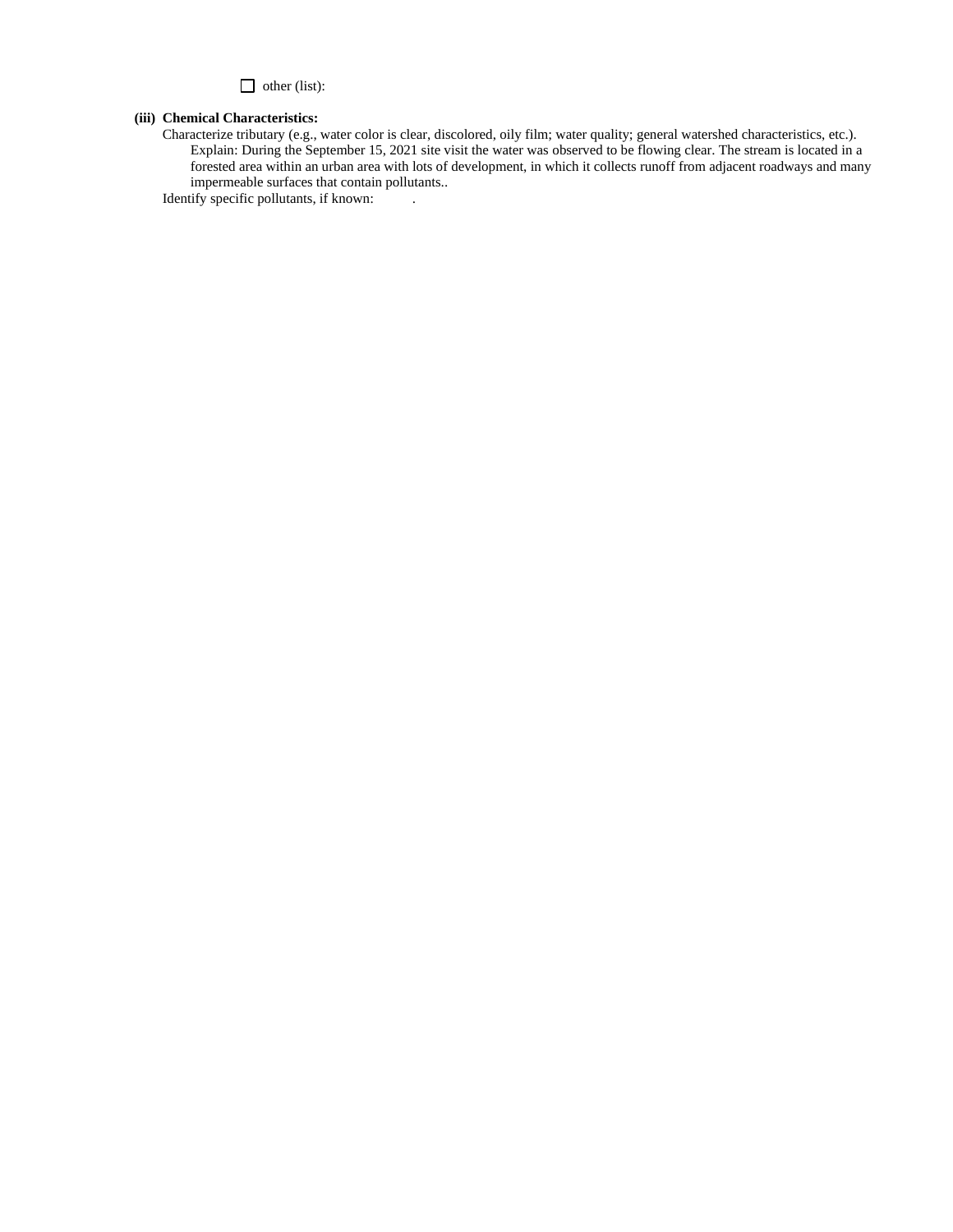☐ other (list):

**(iii) Chemical Characteristics:**

Characterize tributary (e.g., water color is clear, discolored, oily film; water quality; general watershed characteristics, etc.).

Explain: During the September 15, 2021 site visit the water was observed to be flowing clear. The stream is located in a forested area within an urban area with lots of development, in which it collects runoff from adjacent roadways and many impermeable surfaces that contain pollutants..

Identify specific pollutants, if known: .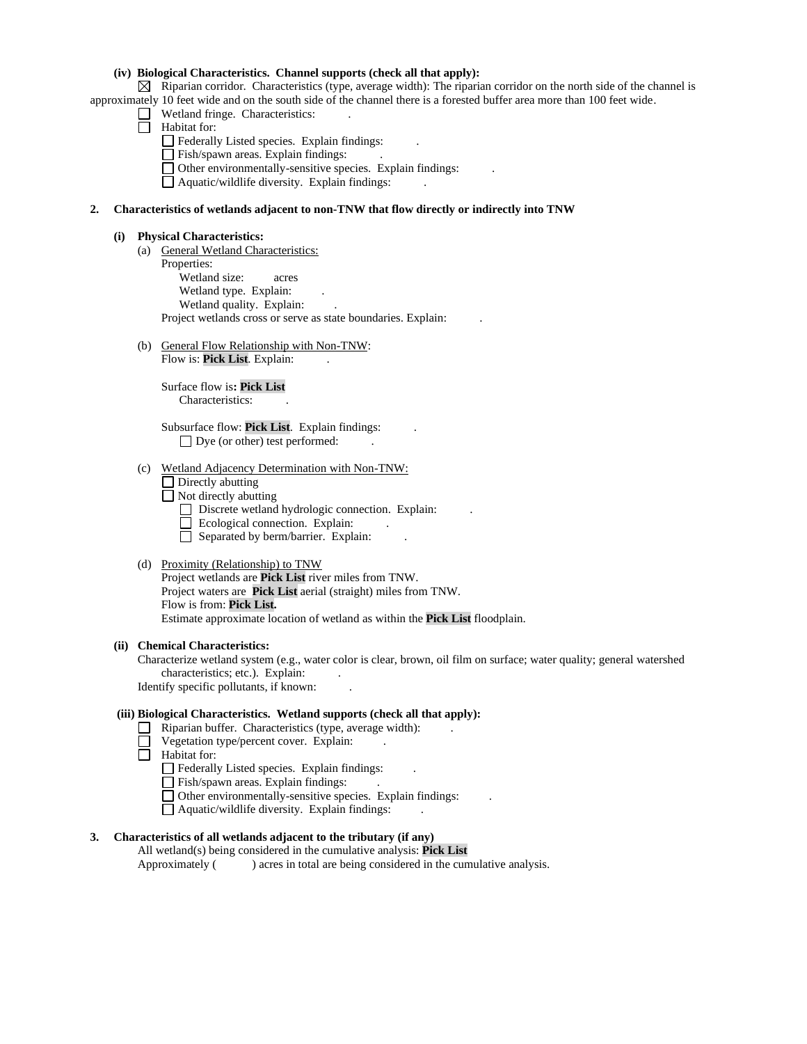**(iv) Biological Characteristics. Channel supports (check all that apply):**

☒ Riparian corridor. Characteristics (type, average width): The riparian corridor on the north side of the channel is approximately 10 feet wide and on the south side of the channel there is a forested buffer area more than 100 feet wide.

☐ Wetland fringe. Characteristics: .

☐ Habitat for:

☐ Federally Listed species. Explain findings: .

☐ Fish/spawn areas. Explain findings: .

☐ Other environmentally-sensitive species. Explain findings: .

☐ Aquatic/wildlife diversity. Explain findings: .

**2. Characteristics of wetlands adjacent to non-TNW that flow directly or indirectly into TNW**

**(i) Physical Characteristics:**

(a) General Wetland Characteristics:

Properties:

Wetland size: acres

Wetland type. Explain: .

Wetland quality. Explain: .

Project wetlands cross or serve as state boundaries. Explain: .

(b) General Flow Relationship with Non-TNW:

Flow is: **Pick List**. Explain: .

Surface flow is**: Pick List**

Characteristics: .

Subsurface flow: **Pick List**. Explain findings: .

☐ Dye (or other) test performed: .

(c) Wetland Adjacency Determination with Non-TNW:

☐ Directly abutting

☐ Not directly abutting

☐ Discrete wetland hydrologic connection. Explain: .

☐ Ecological connection. Explain: .

☐ Separated by berm/barrier. Explain: .

(d) Proximity (Relationship) to TNW

Project wetlands are **Pick List** river miles from TNW.

Project waters are **Pick List** aerial (straight) miles from TNW.

Flow is from: **Pick List.**

Estimate approximate location of wetland as within the **Pick List** floodplain.

**(ii) Chemical Characteristics:**

Characterize wetland system (e.g., water color is clear, brown, oil film on surface; water quality; general watershed characteristics; etc.). Explain: .

Identify specific pollutants, if known: .

**(iii) Biological Characteristics. Wetland supports (check all that apply):**

☐ Riparian buffer. Characteristics (type, average width): .

☐ Vegetation type/percent cover. Explain: .

☐ Habitat for:

☐ Federally Listed species. Explain findings: .

☐ Fish/spawn areas. Explain findings: .

☐ Other environmentally-sensitive species. Explain findings: .

☐ Aquatic/wildlife diversity. Explain findings: .

**3. Characteristics of all wetlands adjacent to the tributary (if any)**

All wetland(s) being considered in the cumulative analysis: **Pick List**

Approximately ( ) acres in total are being considered in the cumulative analysis.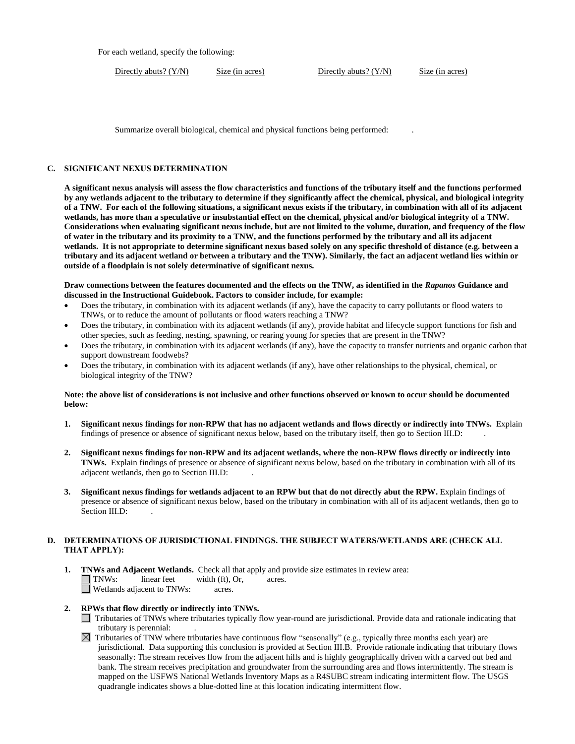For each wetland, specify the following:

| Directly abuts? (Y/N) | Size (in acres) | Directly abuts? (Y/N) | Size (in acres) |
|---|---|---|---|

Summarize overall biological, chemical and physical functions being performed: .

## C. SIGNIFICANT NEXUS DETERMINATION

**A significant nexus analysis will assess the flow characteristics and functions of the tributary itself and the functions performed by any wetlands adjacent to the tributary to determine if they significantly affect the chemical, physical, and biological integrity of a TNW. For each of the following situations, a significant nexus exists if the tributary, in combination with all of its adjacent wetlands, has more than a speculative or insubstantial effect on the chemical, physical and/or biological integrity of a TNW. Considerations when evaluating significant nexus include, but are not limited to the volume, duration, and frequency of the flow of water in the tributary and its proximity to a TNW, and the functions performed by the tributary and all its adjacent wetlands. It is not appropriate to determine significant nexus based solely on any specific threshold of distance (e.g. between a tributary and its adjacent wetland or between a tributary and the TNW). Similarly, the fact an adjacent wetland lies within or outside of a floodplain is not solely determinative of significant nexus.**

**Draw connections between the features documented and the effects on the TNW, as identified in the *Rapanos* Guidance and discussed in the Instructional Guidebook. Factors to consider include, for example:**

- Does the tributary, in combination with its adjacent wetlands (if any), have the capacity to carry pollutants or flood waters to TNWs, or to reduce the amount of pollutants or flood waters reaching a TNW?
- Does the tributary, in combination with its adjacent wetlands (if any), provide habitat and lifecycle support functions for fish and other species, such as feeding, nesting, spawning, or rearing young for species that are present in the TNW?
- Does the tributary, in combination with its adjacent wetlands (if any), have the capacity to transfer nutrients and organic carbon that support downstream foodwebs?
- Does the tributary, in combination with its adjacent wetlands (if any), have other relationships to the physical, chemical, or biological integrity of the TNW?

**Note: the above list of considerations is not inclusive and other functions observed or known to occur should be documented below:**

1. **Significant nexus findings for non-RPW that has no adjacent wetlands and flows directly or indirectly into TNWs.** Explain findings of presence or absence of significant nexus below, based on the tributary itself, then go to Section III.D: .

2. **Significant nexus findings for non-RPW and its adjacent wetlands, where the non-RPW flows directly or indirectly into TNWs.** Explain findings of presence or absence of significant nexus below, based on the tributary in combination with all of its adjacent wetlands, then go to Section III.D: .

3. **Significant nexus findings for wetlands adjacent to an RPW but that do not directly abut the RPW.** Explain findings of presence or absence of significant nexus below, based on the tributary in combination with all of its adjacent wetlands, then go to Section III.D: .

## D. DETERMINATIONS OF JURISDICTIONAL FINDINGS. THE SUBJECT WATERS/WETLANDS ARE (CHECK ALL THAT APPLY):

1. **TNWs and Adjacent Wetlands.** Check all that apply and provide size estimates in review area:
   - ☐ TNWs: linear feet width (ft), Or, acres.
   - ☐ Wetlands adjacent to TNWs: acres.

2. **RPWs that flow directly or indirectly into TNWs.**
   - ☐ Tributaries of TNWs where tributaries typically flow year-round are jurisdictional. Provide data and rationale indicating that tributary is perennial: .
   - ☒ Tributaries of TNW where tributaries have continuous flow "seasonally" (e.g., typically three months each year) are jurisdictional. Data supporting this conclusion is provided at Section III.B. Provide rationale indicating that tributary flows seasonally: The stream receives flow from the adjacent hills and is highly geographically driven with a carved out bed and bank. The stream receives precipitation and groundwater from the surrounding area and flows intermittently. The stream is mapped on the USFWS National Wetlands Inventory Maps as a R4SUBC stream indicating intermittent flow. The USGS quadrangle indicates shows a blue-dotted line at this location indicating intermittent flow.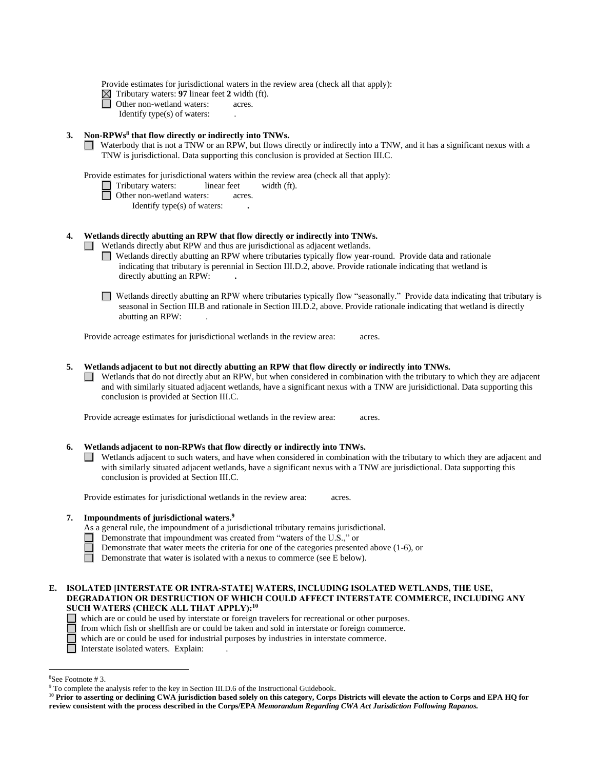Provide estimates for jurisdictional waters in the review area (check all that apply):

☒ Tributary waters: **97** linear feet **2** width (ft).
☐ Other non-wetland waters: acres.
Identify type(s) of waters: .

**3. Non-RPWs[8] that flow directly or indirectly into TNWs.**

☐ Waterbody that is not a TNW or an RPW, but flows directly or indirectly into a TNW, and it has a significant nexus with a TNW is jurisdictional. Data supporting this conclusion is provided at Section III.C.

Provide estimates for jurisdictional waters within the review area (check all that apply):

☐ Tributary waters: linear feet width (ft).
☐ Other non-wetland waters: acres.
Identify type(s) of waters: **.**

**4. Wetlands directly abutting an RPW that flow directly or indirectly into TNWs.**

☐ Wetlands directly abut RPW and thus are jurisdictional as adjacent wetlands.

☐ Wetlands directly abutting an RPW where tributaries typically flow year-round. Provide data and rationale indicating that tributary is perennial in Section III.D.2, above. Provide rationale indicating that wetland is directly abutting an RPW: **.**

☐ Wetlands directly abutting an RPW where tributaries typically flow "seasonally." Provide data indicating that tributary is seasonal in Section III.B and rationale in Section III.D.2, above. Provide rationale indicating that wetland is directly abutting an RPW: .

Provide acreage estimates for jurisdictional wetlands in the review area: acres.

**5. Wetlands adjacent to but not directly abutting an RPW that flow directly or indirectly into TNWs.**

☐ Wetlands that do not directly abut an RPW, but when considered in combination with the tributary to which they are adjacent and with similarly situated adjacent wetlands, have a significant nexus with a TNW are jurisidictional. Data supporting this conclusion is provided at Section III.C.

Provide acreage estimates for jurisdictional wetlands in the review area: acres.

**6. Wetlands adjacent to non-RPWs that flow directly or indirectly into TNWs.**

☐ Wetlands adjacent to such waters, and have when considered in combination with the tributary to which they are adjacent and with similarly situated adjacent wetlands, have a significant nexus with a TNW are jurisdictional. Data supporting this conclusion is provided at Section III.C.

Provide estimates for jurisdictional wetlands in the review area: acres.

**7. Impoundments of jurisdictional waters.[9]**

As a general rule, the impoundment of a jurisdictional tributary remains jurisdictional.

☐ Demonstrate that impoundment was created from "waters of the U.S.," or
☐ Demonstrate that water meets the criteria for one of the categories presented above (1-6), or
☐ Demonstrate that water is isolated with a nexus to commerce (see E below).

**E. ISOLATED [INTERSTATE OR INTRA-STATE] WATERS, INCLUDING ISOLATED WETLANDS, THE USE, DEGRADATION OR DESTRUCTION OF WHICH COULD AFFECT INTERSTATE COMMERCE, INCLUDING ANY SUCH WATERS (CHECK ALL THAT APPLY):[10]**

☐ which are or could be used by interstate or foreign travelers for recreational or other purposes.
☐ from which fish or shellfish are or could be taken and sold in interstate or foreign commerce.
☐ which are or could be used for industrial purposes by industries in interstate commerce.
☐ Interstate isolated waters. Explain: .

---

[8] See Footnote # 3.

[9] To complete the analysis refer to the key in Section III.D.6 of the Instructional Guidebook.

**[10] Prior to asserting or declining CWA jurisdiction based solely on this category, Corps Districts will elevate the action to Corps and EPA HQ for review consistent with the process described in the Corps/EPA *Memorandum Regarding CWA Act Jurisdiction Following Rapanos.***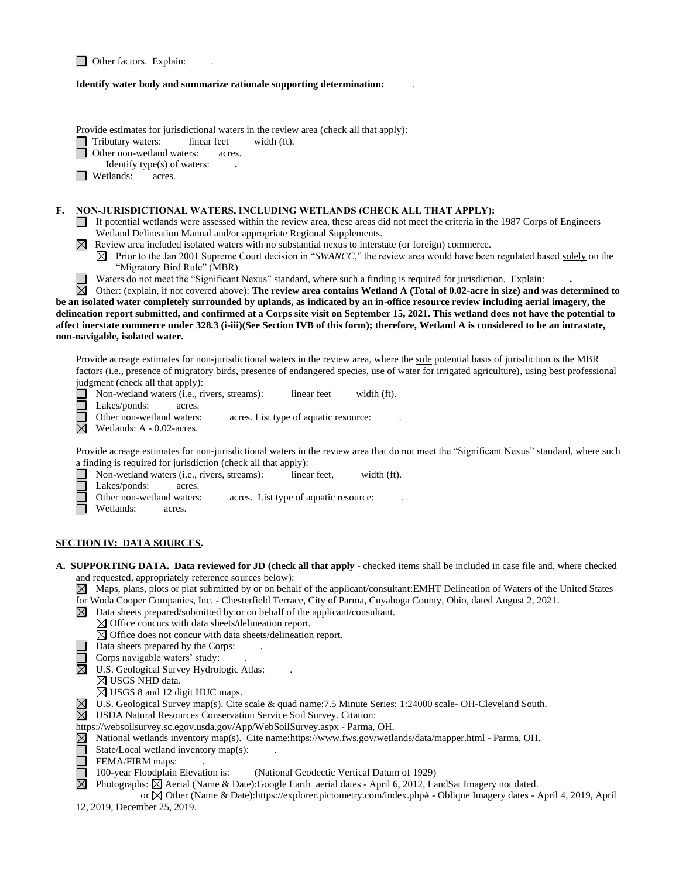☐ Other factors. Explain: .

**Identify water body and summarize rationale supporting determination:** .

Provide estimates for jurisdictional waters in the review area (check all that apply):

☐ Tributary waters: linear feet width (ft).
☐ Other non-wetland waters: acres.
  Identify type(s) of waters: **.**
☐ Wetlands: acres.

**F. NON-JURISDICTIONAL WATERS, INCLUDING WETLANDS (CHECK ALL THAT APPLY):**

☐ If potential wetlands were assessed within the review area, these areas did not meet the criteria in the 1987 Corps of Engineers Wetland Delineation Manual and/or appropriate Regional Supplements.
☒ Review area included isolated waters with no substantial nexus to interstate (or foreign) commerce.
  ☒ Prior to the Jan 2001 Supreme Court decision in "*SWANCC*," the review area would have been regulated based solely on the "Migratory Bird Rule" (MBR).
☐ Waters do not meet the "Significant Nexus" standard, where such a finding is required for jurisdiction. Explain: **.**
☒ Other: (explain, if not covered above): **The review area contains Wetland A (Total of 0.02-acre in size) and was determined to be an isolated water completely surrounded by uplands, as indicated by an in-office resource review including aerial imagery, the delineation report submitted, and confirmed at a Corps site visit on September 15, 2021. This wetland does not have the potential to affect inerstate commerce under 328.3 (i-iii)(See Section IVB of this form); therefore, Wetland A is considered to be an intrastate, non-navigable, isolated water.**

Provide acreage estimates for non-jurisdictional waters in the review area, where the sole potential basis of jurisdiction is the MBR factors (i.e., presence of migratory birds, presence of endangered species, use of water for irrigated agriculture), using best professional judgment (check all that apply):

☐ Non-wetland waters (i.e., rivers, streams): linear feet width (ft).
☐ Lakes/ponds: acres.
☐ Other non-wetland waters: acres. List type of aquatic resource: .
☒ Wetlands: A - 0.02-acres.

Provide acreage estimates for non-jurisdictional waters in the review area that do not meet the "Significant Nexus" standard, where such a finding is required for jurisdiction (check all that apply):

☐ Non-wetland waters (i.e., rivers, streams): linear feet, width (ft).
☐ Lakes/ponds: acres.
☐ Other non-wetland waters: acres. List type of aquatic resource: .
☐ Wetlands: acres.

## SECTION IV: DATA SOURCES.

**A. SUPPORTING DATA. Data reviewed for JD (check all that apply -** checked items shall be included in case file and, where checked and requested, appropriately reference sources below):

☒ Maps, plans, plots or plat submitted by or on behalf of the applicant/consultant:EMHT Delineation of Waters of the United States for Woda Cooper Companies, Inc. - Chesterfield Terrace, City of Parma, Cuyahoga County, Ohio, dated August 2, 2021.
☒ Data sheets prepared/submitted by or on behalf of the applicant/consultant.
  ☒ Office concurs with data sheets/delineation report.
  ☒ Office does not concur with data sheets/delineation report.
☐ Data sheets prepared by the Corps: .
☐ Corps navigable waters' study: .
☒ U.S. Geological Survey Hydrologic Atlas: .
  ☒ USGS NHD data.
  ☒ USGS 8 and 12 digit HUC maps.
☒ U.S. Geological Survey map(s). Cite scale & quad name:7.5 Minute Series; 1:24000 scale- OH-Cleveland South.
☒ USDA Natural Resources Conservation Service Soil Survey. Citation: https://websoilsurvey.sc.egov.usda.gov/App/WebSoilSurvey.aspx - Parma, OH.
☒ National wetlands inventory map(s). Cite name:https://www.fws.gov/wetlands/data/mapper.html - Parma, OH.
☐ State/Local wetland inventory map(s): .
☐ FEMA/FIRM maps: .
☐ 100-year Floodplain Elevation is: (National Geodectic Vertical Datum of 1929)
☒ Photographs: ☒ Aerial (Name & Date):Google Earth aerial dates - April 6, 2012, LandSat Imagery not dated.
  or ☒ Other (Name & Date):https://explorer.pictometry.com/index.php# - Oblique Imagery dates - April 4, 2019, April 12, 2019, December 25, 2019.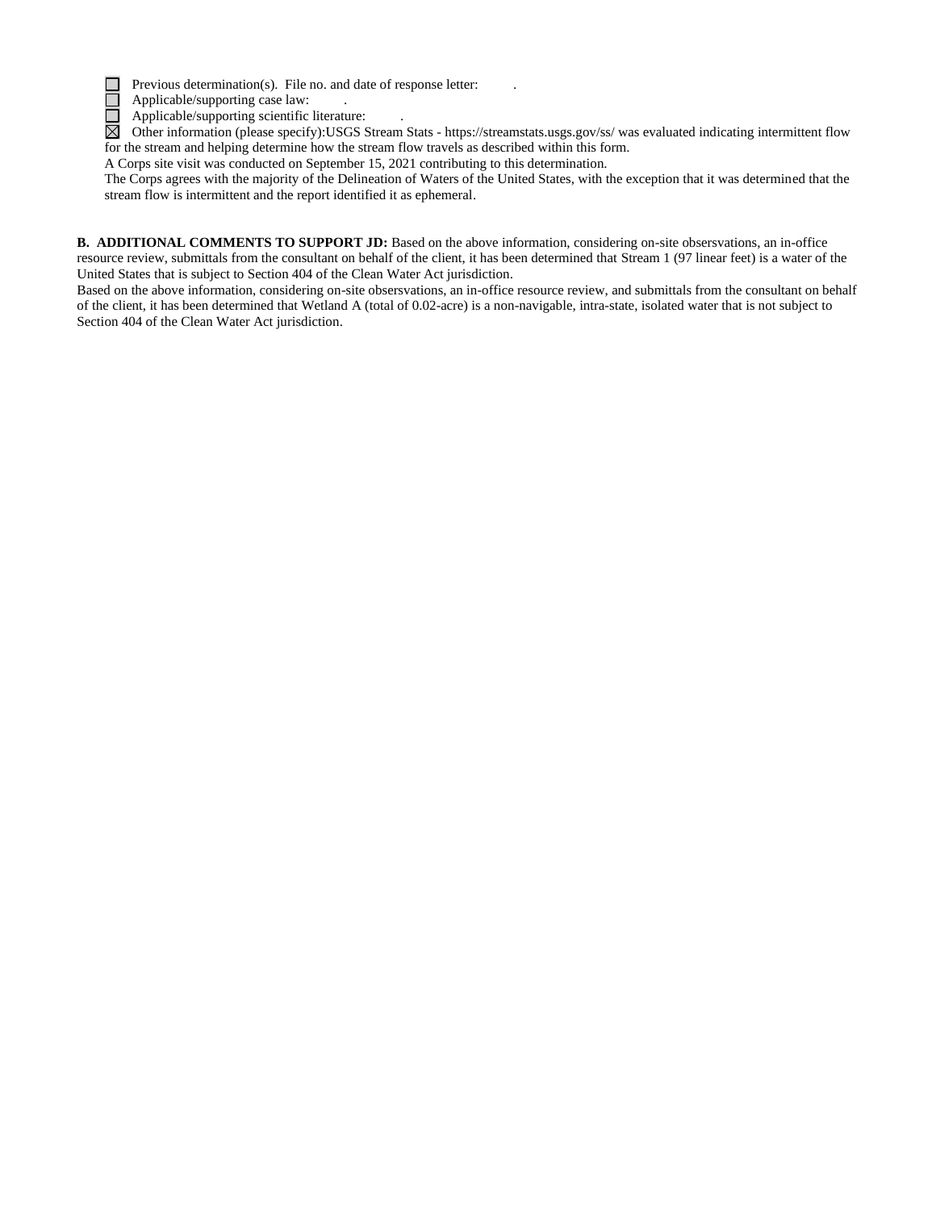- ☐ Previous determination(s). File no. and date of response letter: .
- ☐ Applicable/supporting case law: .
- ☐ Applicable/supporting scientific literature: .
- ☒ Other information (please specify):USGS Stream Stats - https://streamstats.usgs.gov/ss/ was evaluated indicating intermittent flow for the stream and helping determine how the stream flow travels as described within this form.

  A Corps site visit was conducted on September 15, 2021 contributing to this determination.

  The Corps agrees with the majority of the Delineation of Waters of the United States, with the exception that it was determined that the stream flow is intermittent and the report identified it as ephemeral.

**B. ADDITIONAL COMMENTS TO SUPPORT JD:** Based on the above information, considering on-site obsersvations, an in-office resource review, submittals from the consultant on behalf of the client, it has been determined that Stream 1 (97 linear feet) is a water of the United States that is subject to Section 404 of the Clean Water Act jurisdiction.

Based on the above information, considering on-site obsersvations, an in-office resource review, and submittals from the consultant on behalf of the client, it has been determined that Wetland A (total of 0.02-acre) is a non-navigable, intra-state, isolated water that is not subject to Section 404 of the Clean Water Act jurisdiction.